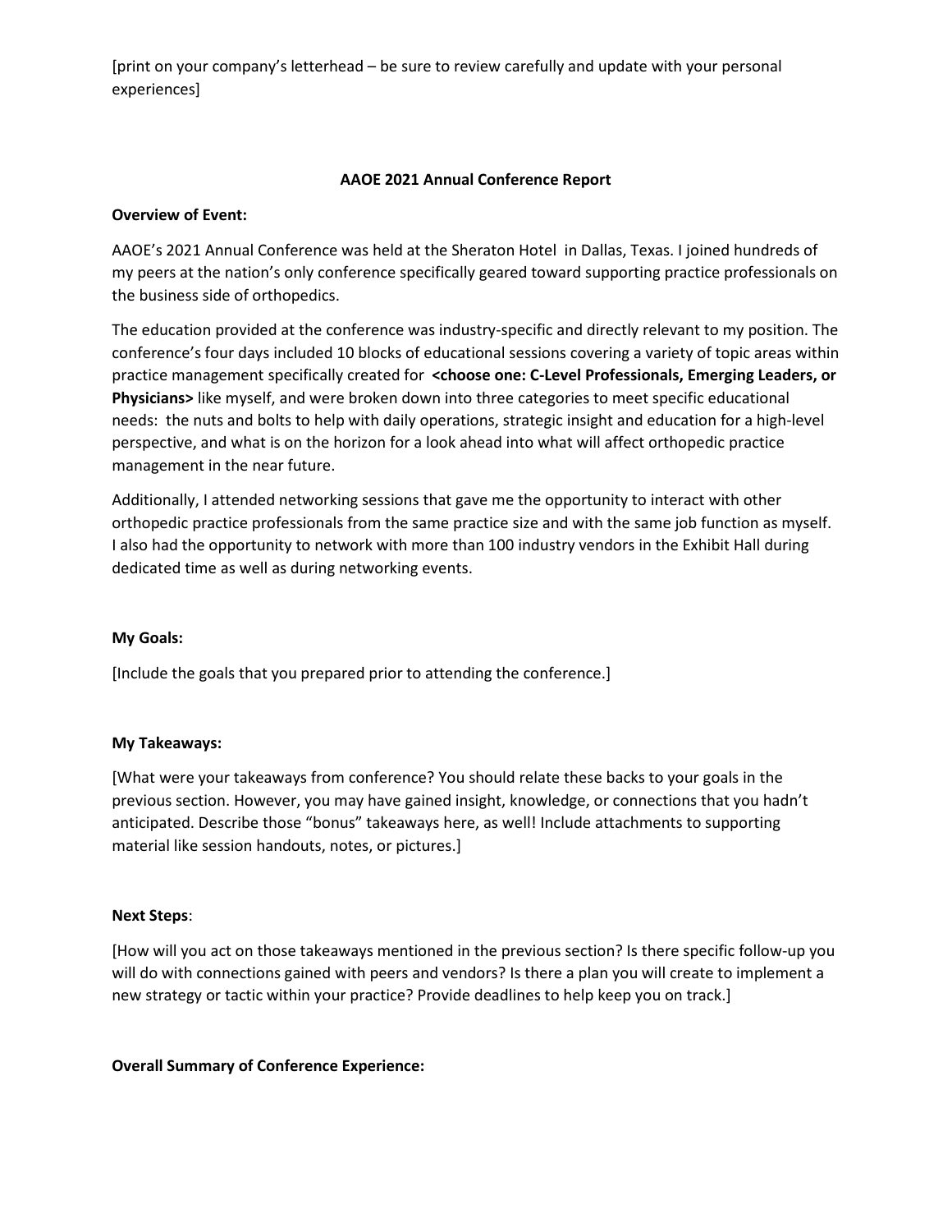[print on your company's letterhead – be sure to review carefully and update with your personal experiences]

**AAOE 2021 Annual Conference Report**

**Overview of Event:**

AAOE's 2021 Annual Conference was held at the Sheraton Hotel in Dallas, Texas. I joined hundreds of my peers at the nation's only conference specifically geared toward supporting practice professionals on the business side of orthopedics.

The education provided at the conference was industry-specific and directly relevant to my position. The conference's four days included 10 blocks of educational sessions covering a variety of topic areas within practice management specifically created for **<choose one: C-Level Professionals, Emerging Leaders, or Physicians>** like myself, and were broken down into three categories to meet specific educational needs: the nuts and bolts to help with daily operations, strategic insight and education for a high-level perspective, and what is on the horizon for a look ahead into what will affect orthopedic practice management in the near future.

Additionally, I attended networking sessions that gave me the opportunity to interact with other orthopedic practice professionals from the same practice size and with the same job function as myself. I also had the opportunity to network with more than 100 industry vendors in the Exhibit Hall during dedicated time as well as during networking events.

**My Goals:**

[Include the goals that you prepared prior to attending the conference.]

**My Takeaways:**

[What were your takeaways from conference? You should relate these backs to your goals in the previous section. However, you may have gained insight, knowledge, or connections that you hadn't anticipated. Describe those "bonus" takeaways here, as well! Include attachments to supporting material like session handouts, notes, or pictures.]

**Next Steps**:

[How will you act on those takeaways mentioned in the previous section? Is there specific follow-up you will do with connections gained with peers and vendors? Is there a plan you will create to implement a new strategy or tactic within your practice? Provide deadlines to help keep you on track.]

**Overall Summary of Conference Experience:**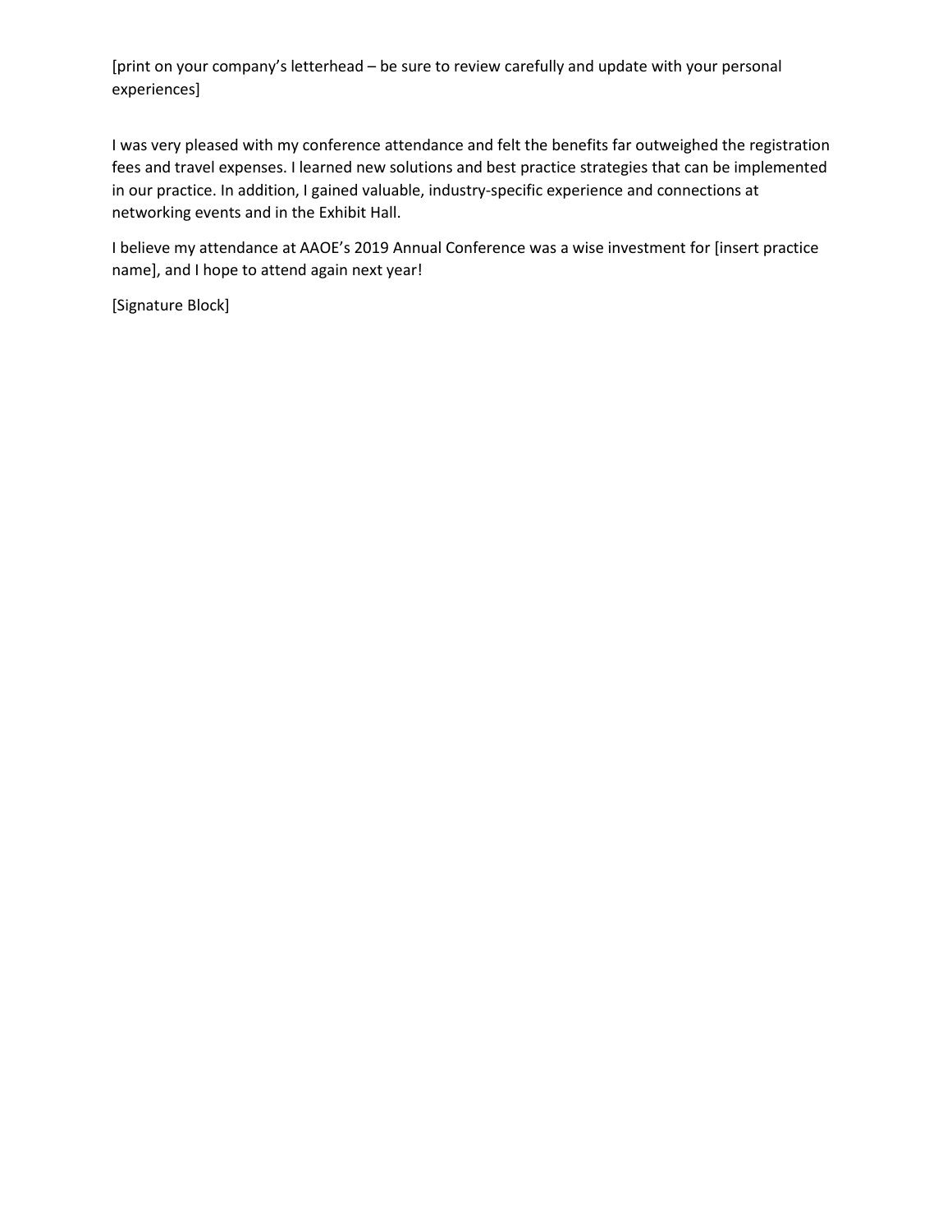[print on your company's letterhead – be sure to review carefully and update with your personal experiences]

I was very pleased with my conference attendance and felt the benefits far outweighed the registration fees and travel expenses. I learned new solutions and best practice strategies that can be implemented in our practice. In addition, I gained valuable, industry-specific experience and connections at networking events and in the Exhibit Hall.

I believe my attendance at AAOE's 2019 Annual Conference was a wise investment for [insert practice name], and I hope to attend again next year!

[Signature Block]